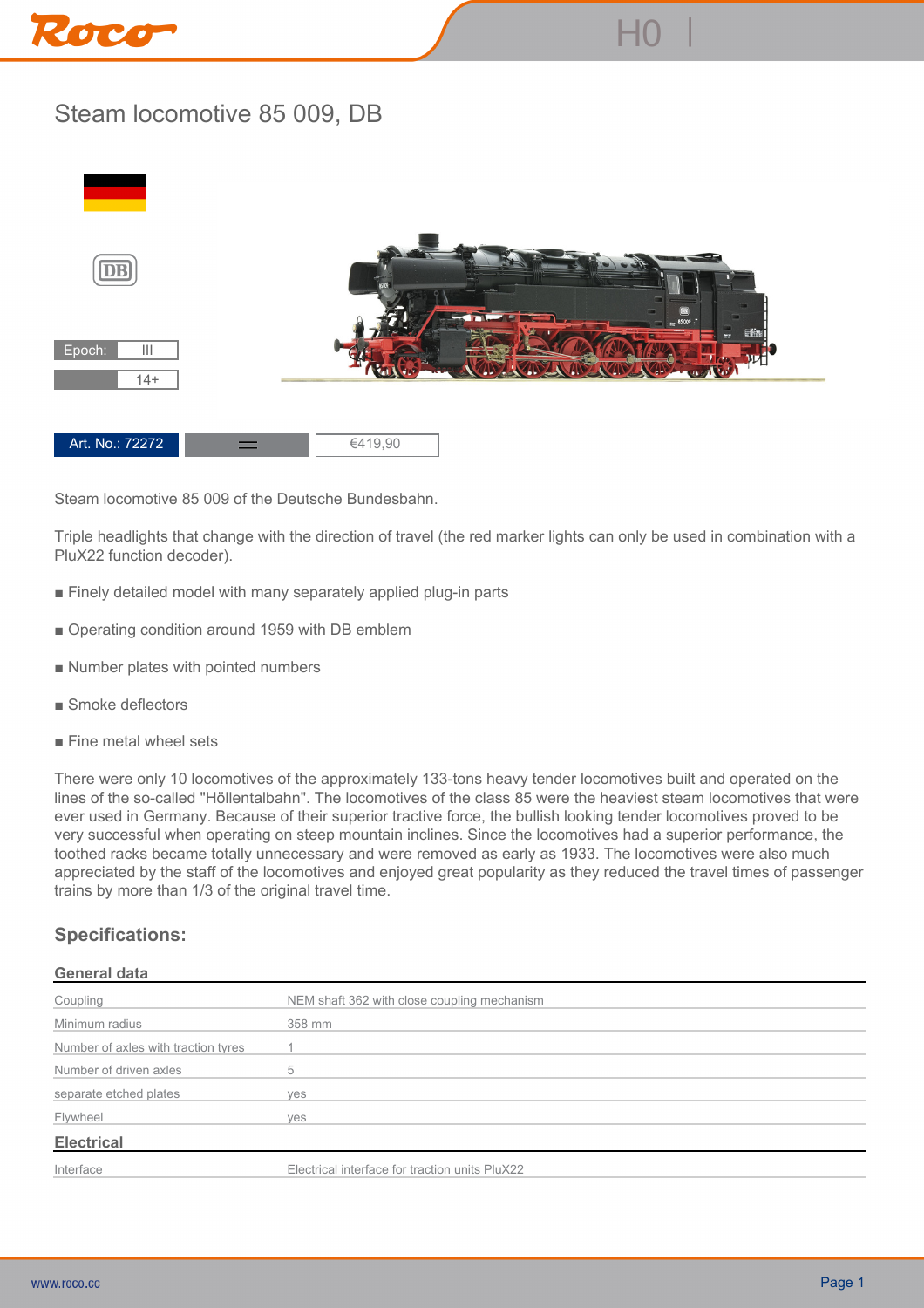# Steam locomotive 85 009, DB

| Epoch: | III |
| --- | --- |
| | 14+ |

| Art. No.: 72272 | | €419,90 |
| --- | --- | --- |

Steam locomotive 85 009 of the Deutsche Bundesbahn.

Triple headlights that change with the direction of travel (the red marker lights can only be used in combination with a PluX22 function decoder).

- Finely detailed model with many separately applied plug-in parts
- Operating condition around 1959 with DB emblem
- Number plates with pointed numbers
- Smoke deflectors
- Fine metal wheel sets

There were only 10 locomotives of the approximately 133-tons heavy tender locomotives built and operated on the lines of the so-called "Höllentalbahn". The locomotives of the class 85 were the heaviest steam locomotives that were ever used in Germany. Because of their superior tractive force, the bullish looking tender locomotives proved to be very successful when operating on steep mountain inclines. Since the locomotives had a superior performance, the toothed racks became totally unnecessary and were removed as early as 1933. The locomotives were also much appreciated by the staff of the locomotives and enjoyed great popularity as they reduced the travel times of passenger trains by more than 1/3 of the original travel time.

## Specifications:

### General data

| | |
| --- | --- |
| Coupling | NEM shaft 362 with close coupling mechanism |
| Minimum radius | 358 mm |
| Number of axles with traction tyres | 1 |
| Number of driven axles | 5 |
| separate etched plates | yes |
| Flywheel | yes |

### Electrical

| | |
| --- | --- |
| Interface | Electrical interface for traction units PluX22 |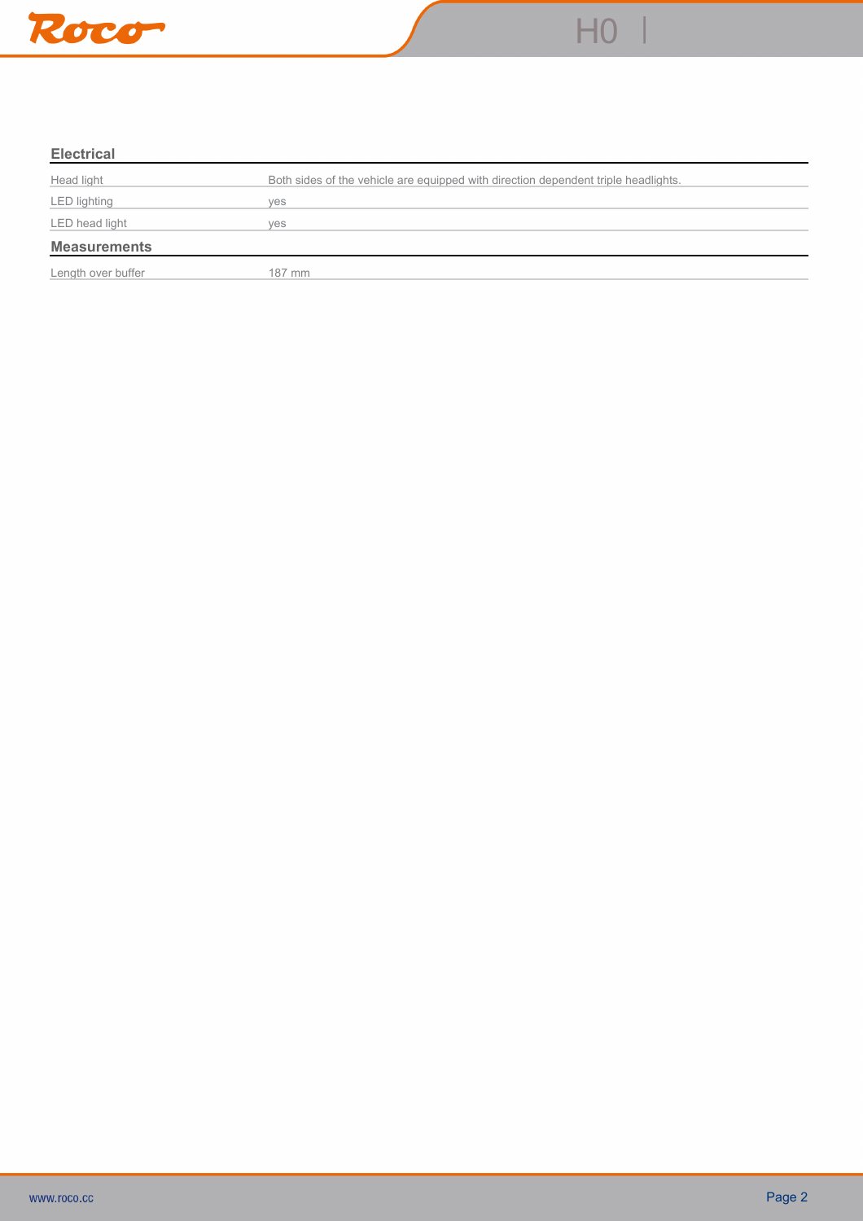## Electrical

| | |
|---|---|
| Head light | Both sides of the vehicle are equipped with direction dependent triple headlights. |
| LED lighting | yes |
| LED head light | yes |

## Measurements

| | |
|---|---|
| Length over buffer | 187 mm |